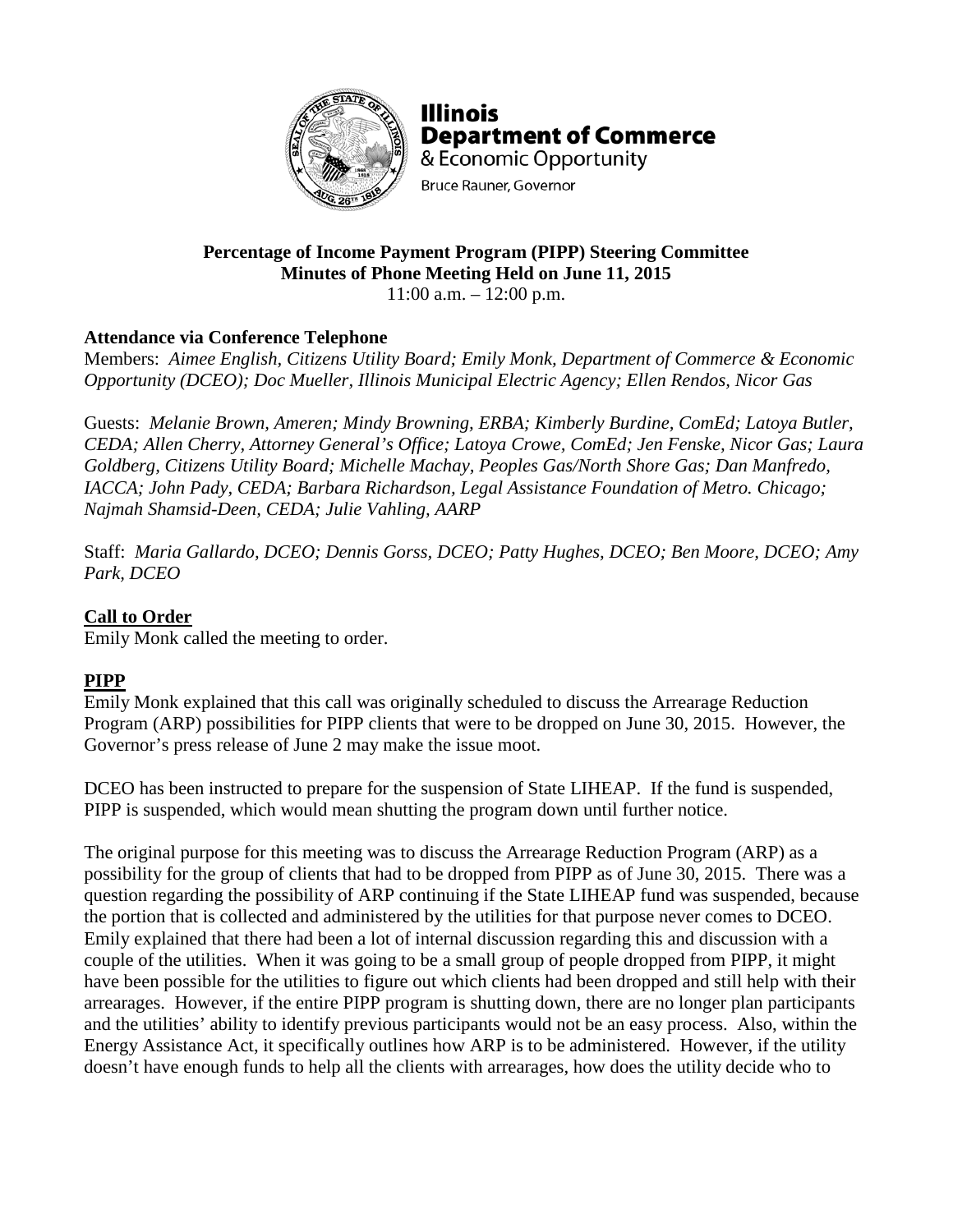**Illinois Department of Commerce**
& Economic Opportunity
Bruce Rauner, Governor

**Percentage of Income Payment Program (PIPP) Steering Committee**
**Minutes of Phone Meeting Held on June 11, 2015**
11:00 a.m. – 12:00 p.m.

**Attendance via Conference Telephone**
Members: *Aimee English, Citizens Utility Board; Emily Monk, Department of Commerce & Economic Opportunity (DCEO); Doc Mueller, Illinois Municipal Electric Agency; Ellen Rendos, Nicor Gas*

Guests: *Melanie Brown, Ameren; Mindy Browning, ERBA; Kimberly Burdine, ComEd; Latoya Butler, CEDA; Allen Cherry, Attorney General's Office; Latoya Crowe, ComEd; Jen Fenske, Nicor Gas; Laura Goldberg, Citizens Utility Board; Michelle Machay, Peoples Gas/North Shore Gas; Dan Manfredo, IACCA; John Pady, CEDA; Barbara Richardson, Legal Assistance Foundation of Metro. Chicago; Najmah Shamsid-Deen, CEDA; Julie Vahling, AARP*

Staff: *Maria Gallardo, DCEO; Dennis Gorss, DCEO; Patty Hughes, DCEO; Ben Moore, DCEO; Amy Park, DCEO*

## Call to Order

Emily Monk called the meeting to order.

## PIPP

Emily Monk explained that this call was originally scheduled to discuss the Arrearage Reduction Program (ARP) possibilities for PIPP clients that were to be dropped on June 30, 2015. However, the Governor's press release of June 2 may make the issue moot.

DCEO has been instructed to prepare for the suspension of State LIHEAP. If the fund is suspended, PIPP is suspended, which would mean shutting the program down until further notice.

The original purpose for this meeting was to discuss the Arrearage Reduction Program (ARP) as a possibility for the group of clients that had to be dropped from PIPP as of June 30, 2015. There was a question regarding the possibility of ARP continuing if the State LIHEAP fund was suspended, because the portion that is collected and administered by the utilities for that purpose never comes to DCEO. Emily explained that there had been a lot of internal discussion regarding this and discussion with a couple of the utilities. When it was going to be a small group of people dropped from PIPP, it might have been possible for the utilities to figure out which clients had been dropped and still help with their arrearages. However, if the entire PIPP program is shutting down, there are no longer plan participants and the utilities' ability to identify previous participants would not be an easy process. Also, within the Energy Assistance Act, it specifically outlines how ARP is to be administered. However, if the utility doesn't have enough funds to help all the clients with arrearages, how does the utility decide who to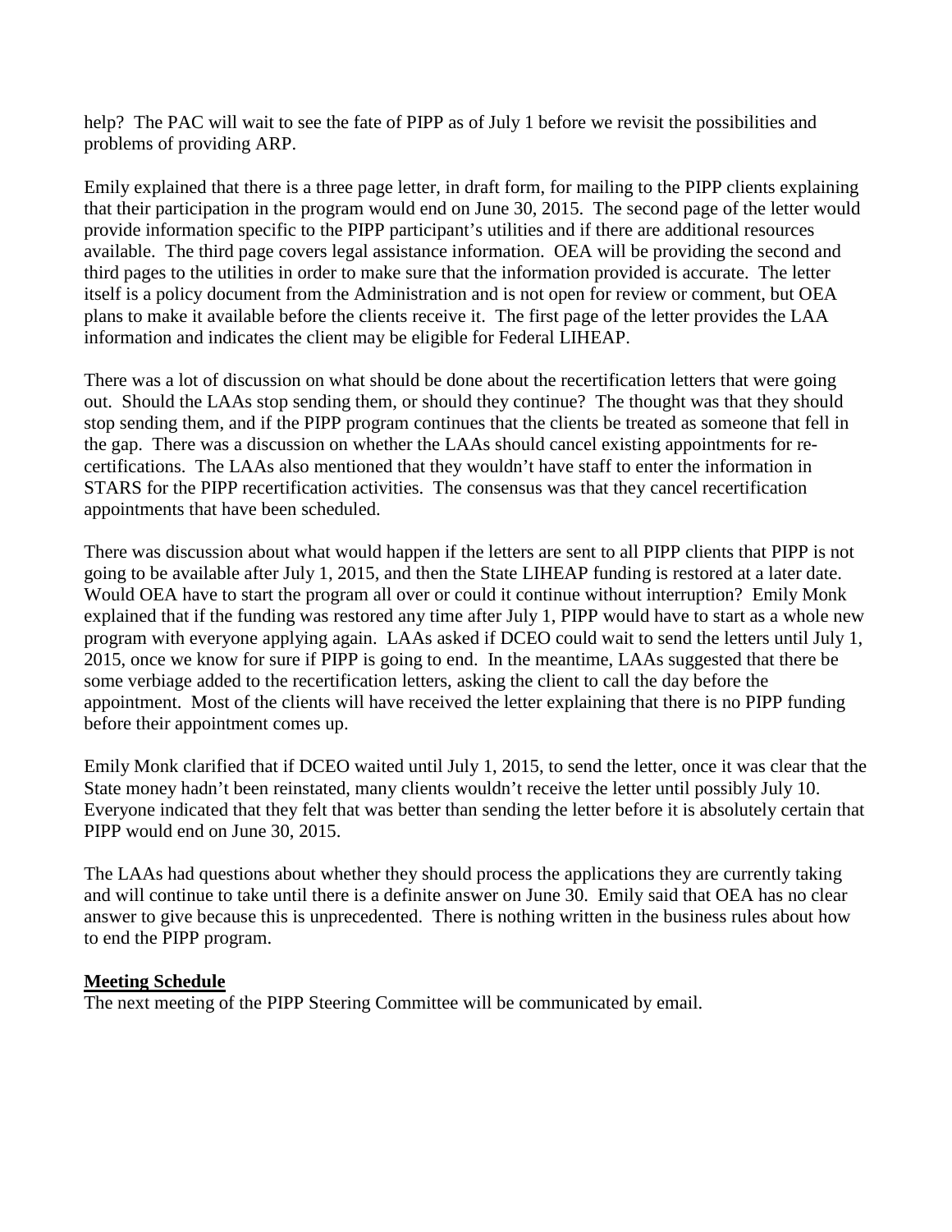help? The PAC will wait to see the fate of PIPP as of July 1 before we revisit the possibilities and problems of providing ARP.

Emily explained that there is a three page letter, in draft form, for mailing to the PIPP clients explaining that their participation in the program would end on June 30, 2015. The second page of the letter would provide information specific to the PIPP participant's utilities and if there are additional resources available. The third page covers legal assistance information. OEA will be providing the second and third pages to the utilities in order to make sure that the information provided is accurate. The letter itself is a policy document from the Administration and is not open for review or comment, but OEA plans to make it available before the clients receive it. The first page of the letter provides the LAA information and indicates the client may be eligible for Federal LIHEAP.

There was a lot of discussion on what should be done about the recertification letters that were going out. Should the LAAs stop sending them, or should they continue? The thought was that they should stop sending them, and if the PIPP program continues that the clients be treated as someone that fell in the gap. There was a discussion on whether the LAAs should cancel existing appointments for re-certifications. The LAAs also mentioned that they wouldn't have staff to enter the information in STARS for the PIPP recertification activities. The consensus was that they cancel recertification appointments that have been scheduled.

There was discussion about what would happen if the letters are sent to all PIPP clients that PIPP is not going to be available after July 1, 2015, and then the State LIHEAP funding is restored at a later date. Would OEA have to start the program all over or could it continue without interruption? Emily Monk explained that if the funding was restored any time after July 1, PIPP would have to start as a whole new program with everyone applying again. LAAs asked if DCEO could wait to send the letters until July 1, 2015, once we know for sure if PIPP is going to end. In the meantime, LAAs suggested that there be some verbiage added to the recertification letters, asking the client to call the day before the appointment. Most of the clients will have received the letter explaining that there is no PIPP funding before their appointment comes up.

Emily Monk clarified that if DCEO waited until July 1, 2015, to send the letter, once it was clear that the State money hadn't been reinstated, many clients wouldn't receive the letter until possibly July 10. Everyone indicated that they felt that was better than sending the letter before it is absolutely certain that PIPP would end on June 30, 2015.

The LAAs had questions about whether they should process the applications they are currently taking and will continue to take until there is a definite answer on June 30. Emily said that OEA has no clear answer to give because this is unprecedented. There is nothing written in the business rules about how to end the PIPP program.

**Meeting Schedule**

The next meeting of the PIPP Steering Committee will be communicated by email.